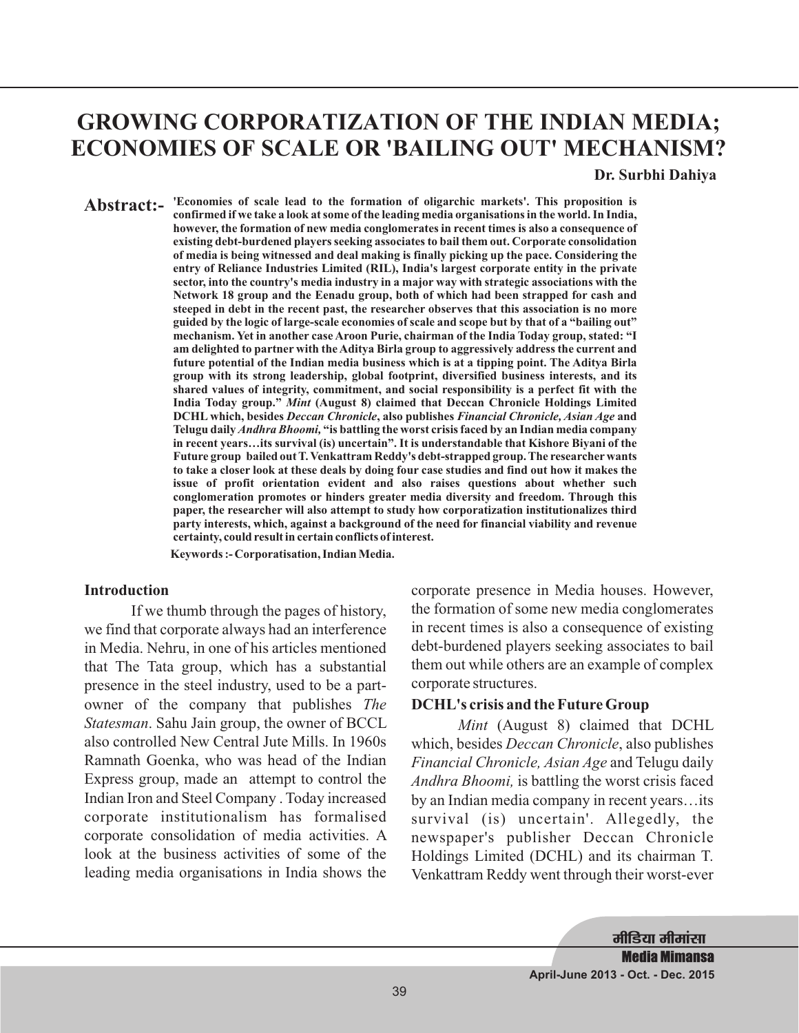# GROWING CORPORATIZATION OF THE INDIAN MEDIA; ECONOMIES OF SCALE OR 'BAILING OUT' MECHANISM?

**Dr. Surbhi Dahiya**

**Abstract:-** **'Economies of scale lead to the formation of oligarchic markets'. This proposition is confirmed if we take a look at some of the leading media organisations in the world. In India, however, the formation of new media conglomerates in recent times is also a consequence of existing debt-burdened players seeking associates to bail them out. Corporate consolidation of media is being witnessed and deal making is finally picking up the pace. Considering the entry of Reliance Industries Limited (RIL), India's largest corporate entity in the private sector, into the country's media industry in a major way with strategic associations with the Network 18 group and the Eenadu group, both of which had been strapped for cash and steeped in debt in the recent past, the researcher observes that this association is no more guided by the logic of large-scale economies of scale and scope but by that of a "bailing out" mechanism. Yet in another case Aroon Purie, chairman of the India Today group, stated: "I am delighted to partner with the Aditya Birla group to aggressively address the current and future potential of the Indian media business which is at a tipping point. The Aditya Birla group with its strong leadership, global footprint, diversified business interests, and its shared values of integrity, commitment, and social responsibility is a perfect fit with the India Today group."** ***Mint*** **(August 8) claimed that Deccan Chronicle Holdings Limited DCHL which, besides** ***Deccan Chronicle*****, also publishes** ***Financial Chronicle, Asian Age*** **and Telugu daily** ***Andhra Bhoomi,*** **"is battling the worst crisis faced by an Indian media company in recent years…its survival (is) uncertain". It is understandable that Kishore Biyani of the Future group bailed out T. Venkattram Reddy's debt-strapped group. The researcher wants to take a closer look at these deals by doing four case studies and find out how it makes the issue of profit orientation evident and also raises questions about whether such conglomeration promotes or hinders greater media diversity and freedom. Through this paper, the researcher will also attempt to study how corporatization institutionalizes third party interests, which, against a background of the need for financial viability and revenue certainty, could result in certain conflicts of interest.**

**Keywords :- Corporatisation, Indian Media.**

## Introduction

If we thumb through the pages of history, we find that corporate always had an interference in Media. Nehru, in one of his articles mentioned that The Tata group, which has a substantial presence in the steel industry, used to be a part-owner of the company that publishes *The Statesman*. Sahu Jain group, the owner of BCCL also controlled New Central Jute Mills. In 1960s Ramnath Goenka, who was head of the Indian Express group, made an attempt to control the Indian Iron and Steel Company . Today increased corporate institutionalism has formalised corporate consolidation of media activities. A look at the business activities of some of the leading media organisations in India shows the corporate presence in Media houses. However, the formation of some new media conglomerates in recent times is also a consequence of existing debt-burdened players seeking associates to bail them out while others are an example of complex corporate structures.

## DCHL's crisis and the Future Group

*Mint* (August 8) claimed that DCHL which, besides *Deccan Chronicle*, also publishes *Financial Chronicle, Asian Age* and Telugu daily *Andhra Bhoomi,* is battling the worst crisis faced by an Indian media company in recent years…its survival (is) uncertain'. Allegedly, the newspaper's publisher Deccan Chronicle Holdings Limited (DCHL) and its chairman T. Venkattram Reddy went through their worst-ever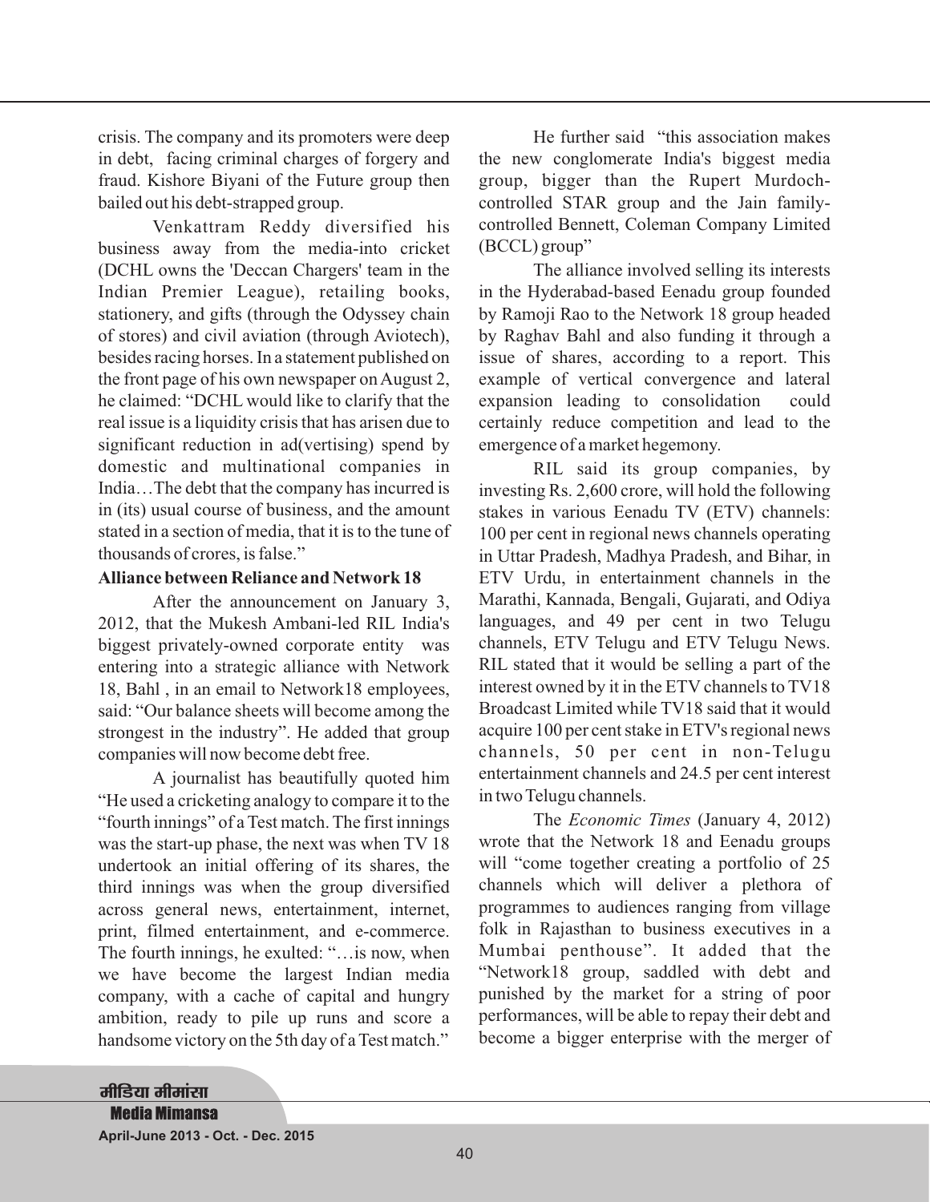crisis. The company and its promoters were deep in debt, facing criminal charges of forgery and fraud. Kishore Biyani of the Future group then bailed out his debt-strapped group.

Venkattram Reddy diversified his business away from the media-into cricket (DCHL owns the 'Deccan Chargers' team in the Indian Premier League), retailing books, stationery, and gifts (through the Odyssey chain of stores) and civil aviation (through Aviotech), besides racing horses. In a statement published on the front page of his own newspaper on August 2, he claimed: "DCHL would like to clarify that the real issue is a liquidity crisis that has arisen due to significant reduction in ad(vertising) spend by domestic and multinational companies in India…The debt that the company has incurred is in (its) usual course of business, and the amount stated in a section of media, that it is to the tune of thousands of crores, is false."

**Alliance between Reliance and Network 18**

After the announcement on January 3, 2012, that the Mukesh Ambani-led RIL India's biggest privately-owned corporate entity was entering into a strategic alliance with Network 18, Bahl , in an email to Network18 employees, said: "Our balance sheets will become among the strongest in the industry". He added that group companies will now become debt free.

A journalist has beautifully quoted him "He used a cricketing analogy to compare it to the "fourth innings" of a Test match. The first innings was the start-up phase, the next was when TV 18 undertook an initial offering of its shares, the third innings was when the group diversified across general news, entertainment, internet, print, filmed entertainment, and e-commerce. The fourth innings, he exulted: "…is now, when we have become the largest Indian media company, with a cache of capital and hungry ambition, ready to pile up runs and score a handsome victory on the 5th day of a Test match."

He further said "this association makes the new conglomerate India's biggest media group, bigger than the Rupert Murdoch-controlled STAR group and the Jain family-controlled Bennett, Coleman Company Limited (BCCL) group"

The alliance involved selling its interests in the Hyderabad-based Eenadu group founded by Ramoji Rao to the Network 18 group headed by Raghav Bahl and also funding it through a issue of shares, according to a report. This example of vertical convergence and lateral expansion leading to consolidation could certainly reduce competition and lead to the emergence of a market hegemony.

RIL said its group companies, by investing Rs. 2,600 crore, will hold the following stakes in various Eenadu TV (ETV) channels: 100 per cent in regional news channels operating in Uttar Pradesh, Madhya Pradesh, and Bihar, in ETV Urdu, in entertainment channels in the Marathi, Kannada, Bengali, Gujarati, and Odiya languages, and 49 per cent in two Telugu channels, ETV Telugu and ETV Telugu News. RIL stated that it would be selling a part of the interest owned by it in the ETV channels to TV18 Broadcast Limited while TV18 said that it would acquire 100 per cent stake in ETV's regional news channels, 50 per cent in non-Telugu entertainment channels and 24.5 per cent interest in two Telugu channels.

The *Economic Times* (January 4, 2012) wrote that the Network 18 and Eenadu groups will "come together creating a portfolio of 25 channels which will deliver a plethora of programmes to audiences ranging from village folk in Rajasthan to business executives in a Mumbai penthouse". It added that the "Network18 group, saddled with debt and punished by the market for a string of poor performances, will be able to repay their debt and become a bigger enterprise with the merger of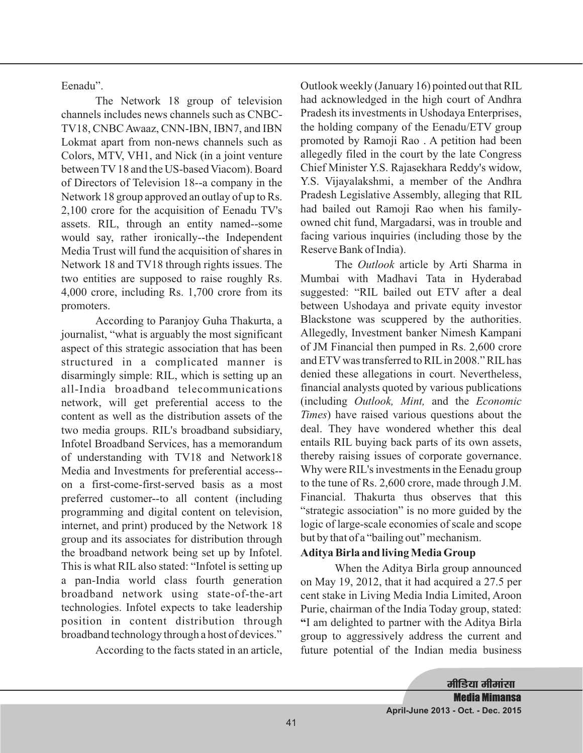Eenadu".

The Network 18 group of television channels includes news channels such as CNBC-TV18, CNBC Awaaz, CNN-IBN, IBN7, and IBN Lokmat apart from non-news channels such as Colors, MTV, VH1, and Nick (in a joint venture between TV 18 and the US-based Viacom). Board of Directors of Television 18--a company in the Network 18 group approved an outlay of up to Rs. 2,100 crore for the acquisition of Eenadu TV's assets. RIL, through an entity named--some would say, rather ironically--the Independent Media Trust will fund the acquisition of shares in Network 18 and TV18 through rights issues. The two entities are supposed to raise roughly Rs. 4,000 crore, including Rs. 1,700 crore from its promoters.

According to Paranjoy Guha Thakurta, a journalist, "what is arguably the most significant aspect of this strategic association that has been structured in a complicated manner is disarmingly simple: RIL, which is setting up an all-India broadband telecommunications network, will get preferential access to the content as well as the distribution assets of the two media groups. RIL's broadband subsidiary, Infotel Broadband Services, has a memorandum of understanding with TV18 and Network18 Media and Investments for preferential access--on a first-come-first-served basis as a most preferred customer--to all content (including programming and digital content on television, internet, and print) produced by the Network 18 group and its associates for distribution through the broadband network being set up by Infotel. This is what RIL also stated: "Infotel is setting up a pan-India world class fourth generation broadband network using state-of-the-art technologies. Infotel expects to take leadership position in content distribution through broadband technology through a host of devices."

According to the facts stated in an article, Outlook weekly (January 16) pointed out that RIL had acknowledged in the high court of Andhra Pradesh its investments in Ushodaya Enterprises, the holding company of the Eenadu/ETV group promoted by Ramoji Rao . A petition had been allegedly filed in the court by the late Congress Chief Minister Y.S. Rajasekhara Reddy's widow, Y.S. Vijayalakshmi, a member of the Andhra Pradesh Legislative Assembly, alleging that RIL had bailed out Ramoji Rao when his family-owned chit fund, Margadarsi, was in trouble and facing various inquiries (including those by the Reserve Bank of India).

The *Outlook* article by Arti Sharma in Mumbai with Madhavi Tata in Hyderabad suggested: "RIL bailed out ETV after a deal between Ushodaya and private equity investor Blackstone was scuppered by the authorities. Allegedly, Investment banker Nimesh Kampani of JM Financial then pumped in Rs. 2,600 crore and ETV was transferred to RIL in 2008." RIL has denied these allegations in court. Nevertheless, financial analysts quoted by various publications (including *Outlook, Mint,* and the *Economic Times*) have raised various questions about the deal. They have wondered whether this deal entails RIL buying back parts of its own assets, thereby raising issues of corporate governance. Why were RIL's investments in the Eenadu group to the tune of Rs. 2,600 crore, made through J.M. Financial. Thakurta thus observes that this "strategic association" is no more guided by the logic of large-scale economies of scale and scope but by that of a "bailing out" mechanism.

**Aditya Birla and living Media Group**

When the Aditya Birla group announced on May 19, 2012, that it had acquired a 27.5 per cent stake in Living Media India Limited, Aroon Purie, chairman of the India Today group, stated: **"**I am delighted to partner with the Aditya Birla group to aggressively address the current and future potential of the Indian media business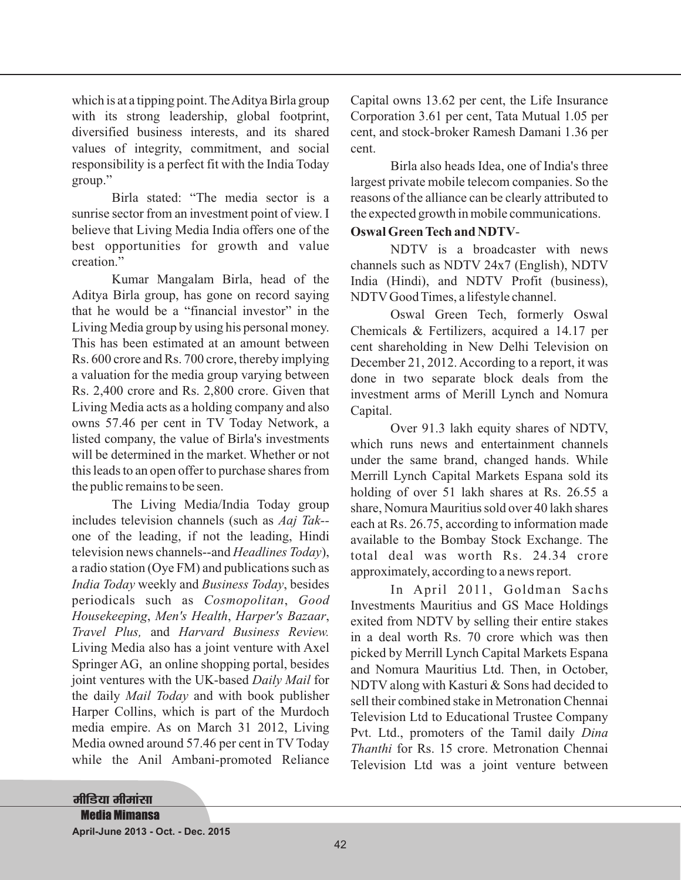which is at a tipping point. The Aditya Birla group with its strong leadership, global footprint, diversified business interests, and its shared values of integrity, commitment, and social responsibility is a perfect fit with the India Today group."

Birla stated: "The media sector is a sunrise sector from an investment point of view. I believe that Living Media India offers one of the best opportunities for growth and value creation."

Kumar Mangalam Birla, head of the Aditya Birla group, has gone on record saying that he would be a "financial investor" in the Living Media group by using his personal money. This has been estimated at an amount between Rs. 600 crore and Rs. 700 crore, thereby implying a valuation for the media group varying between Rs. 2,400 crore and Rs. 2,800 crore. Given that Living Media acts as a holding company and also owns 57.46 per cent in TV Today Network, a listed company, the value of Birla's investments will be determined in the market. Whether or not this leads to an open offer to purchase shares from the public remains to be seen.

The Living Media/India Today group includes television channels (such as *Aaj Tak*--one of the leading, if not the leading, Hindi television news channels--and *Headlines Today*), a radio station (Oye FM) and publications such as *India Today* weekly and *Business Today*, besides periodicals such as *Cosmopolitan*, *Good Housekeeping*, *Men's Health*, *Harper's Bazaar*, *Travel Plus,* and *Harvard Business Review.* Living Media also has a joint venture with Axel Springer AG, an online shopping portal, besides joint ventures with the UK-based *Daily Mail* for the daily *Mail Today* and with book publisher Harper Collins, which is part of the Murdoch media empire. As on March 31 2012, Living Media owned around 57.46 per cent in TV Today while the Anil Ambani-promoted Reliance Capital owns 13.62 per cent, the Life Insurance Corporation 3.61 per cent, Tata Mutual 1.05 per cent, and stock-broker Ramesh Damani 1.36 per cent.

Birla also heads Idea, one of India's three largest private mobile telecom companies. So the reasons of the alliance can be clearly attributed to the expected growth in mobile communications.

**Oswal Green Tech and NDTV**-

NDTV is a broadcaster with news channels such as NDTV 24x7 (English), NDTV India (Hindi), and NDTV Profit (business), NDTV Good Times, a lifestyle channel.

Oswal Green Tech, formerly Oswal Chemicals & Fertilizers, acquired a 14.17 per cent shareholding in New Delhi Television on December 21, 2012. According to a report, it was done in two separate block deals from the investment arms of Merill Lynch and Nomura Capital.

Over 91.3 lakh equity shares of NDTV, which runs news and entertainment channels under the same brand, changed hands. While Merrill Lynch Capital Markets Espana sold its holding of over 51 lakh shares at Rs. 26.55 a share, Nomura Mauritius sold over 40 lakh shares each at Rs. 26.75, according to information made available to the Bombay Stock Exchange. The total deal was worth Rs. 24.34 crore approximately, according to a news report.

In April 2011, Goldman Sachs Investments Mauritius and GS Mace Holdings exited from NDTV by selling their entire stakes in a deal worth Rs. 70 crore which was then picked by Merrill Lynch Capital Markets Espana and Nomura Mauritius Ltd. Then, in October, NDTV along with Kasturi & Sons had decided to sell their combined stake in Metronation Chennai Television Ltd to Educational Trustee Company Pvt. Ltd., promoters of the Tamil daily *Dina Thanthi* for Rs. 15 crore. Metronation Chennai Television Ltd was a joint venture between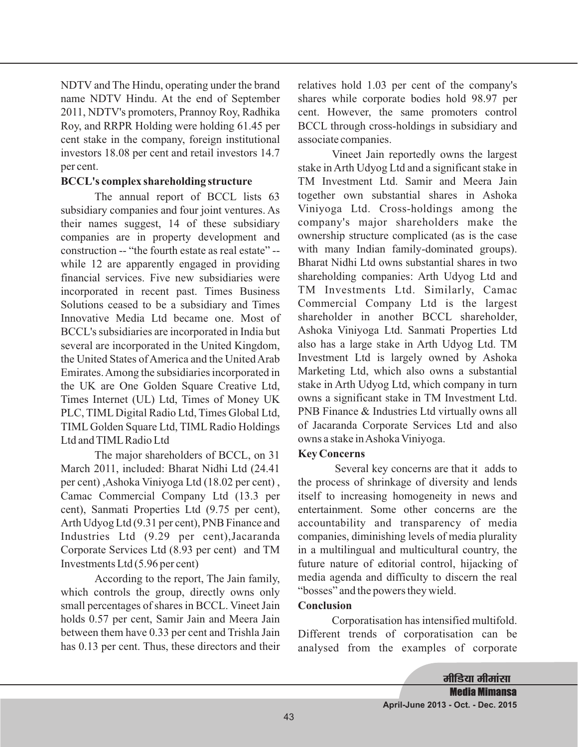NDTV and The Hindu, operating under the brand name NDTV Hindu. At the end of September 2011, NDTV's promoters, Prannoy Roy, Radhika Roy, and RRPR Holding were holding 61.45 per cent stake in the company, foreign institutional investors 18.08 per cent and retail investors 14.7 per cent.

**BCCL's complex shareholding structure**

The annual report of BCCL lists 63 subsidiary companies and four joint ventures. As their names suggest, 14 of these subsidiary companies are in property development and construction -- "the fourth estate as real estate" -- while 12 are apparently engaged in providing financial services. Five new subsidiaries were incorporated in recent past. Times Business Solutions ceased to be a subsidiary and Times Innovative Media Ltd became one. Most of BCCL's subsidiaries are incorporated in India but several are incorporated in the United Kingdom, the United States of America and the United Arab Emirates. Among the subsidiaries incorporated in the UK are One Golden Square Creative Ltd, Times Internet (UL) Ltd, Times of Money UK PLC, TIML Digital Radio Ltd, Times Global Ltd, TIML Golden Square Ltd, TIML Radio Holdings Ltd and TIML Radio Ltd

The major shareholders of BCCL, on 31 March 2011, included: Bharat Nidhi Ltd (24.41 per cent) ,Ashoka Viniyoga Ltd (18.02 per cent) , Camac Commercial Company Ltd (13.3 per cent), Sanmati Properties Ltd (9.75 per cent), Arth Udyog Ltd (9.31 per cent), PNB Finance and Industries Ltd (9.29 per cent),Jacaranda Corporate Services Ltd (8.93 per cent) and TM Investments Ltd (5.96 per cent)

According to the report, The Jain family, which controls the group, directly owns only small percentages of shares in BCCL. Vineet Jain holds 0.57 per cent, Samir Jain and Meera Jain between them have 0.33 per cent and Trishla Jain has 0.13 per cent. Thus, these directors and their relatives hold 1.03 per cent of the company's shares while corporate bodies hold 98.97 per cent. However, the same promoters control BCCL through cross-holdings in subsidiary and associate companies.

Vineet Jain reportedly owns the largest stake in Arth Udyog Ltd and a significant stake in TM Investment Ltd. Samir and Meera Jain together own substantial shares in Ashoka Viniyoga Ltd. Cross-holdings among the company's major shareholders make the ownership structure complicated (as is the case with many Indian family-dominated groups). Bharat Nidhi Ltd owns substantial shares in two shareholding companies: Arth Udyog Ltd and TM Investments Ltd. Similarly, Camac Commercial Company Ltd is the largest shareholder in another BCCL shareholder, Ashoka Viniyoga Ltd. Sanmati Properties Ltd also has a large stake in Arth Udyog Ltd. TM Investment Ltd is largely owned by Ashoka Marketing Ltd, which also owns a substantial stake in Arth Udyog Ltd, which company in turn owns a significant stake in TM Investment Ltd. PNB Finance & Industries Ltd virtually owns all of Jacaranda Corporate Services Ltd and also owns a stake in Ashoka Viniyoga.

**Key Concerns**

Several key concerns are that it adds to the process of shrinkage of diversity and lends itself to increasing homogeneity in news and entertainment. Some other concerns are the accountability and transparency of media companies, diminishing levels of media plurality in a multilingual and multicultural country, the future nature of editorial control, hijacking of media agenda and difficulty to discern the real "bosses" and the powers they wield.

**Conclusion**

Corporatisation has intensified multifold. Different trends of corporatisation can be analysed from the examples of corporate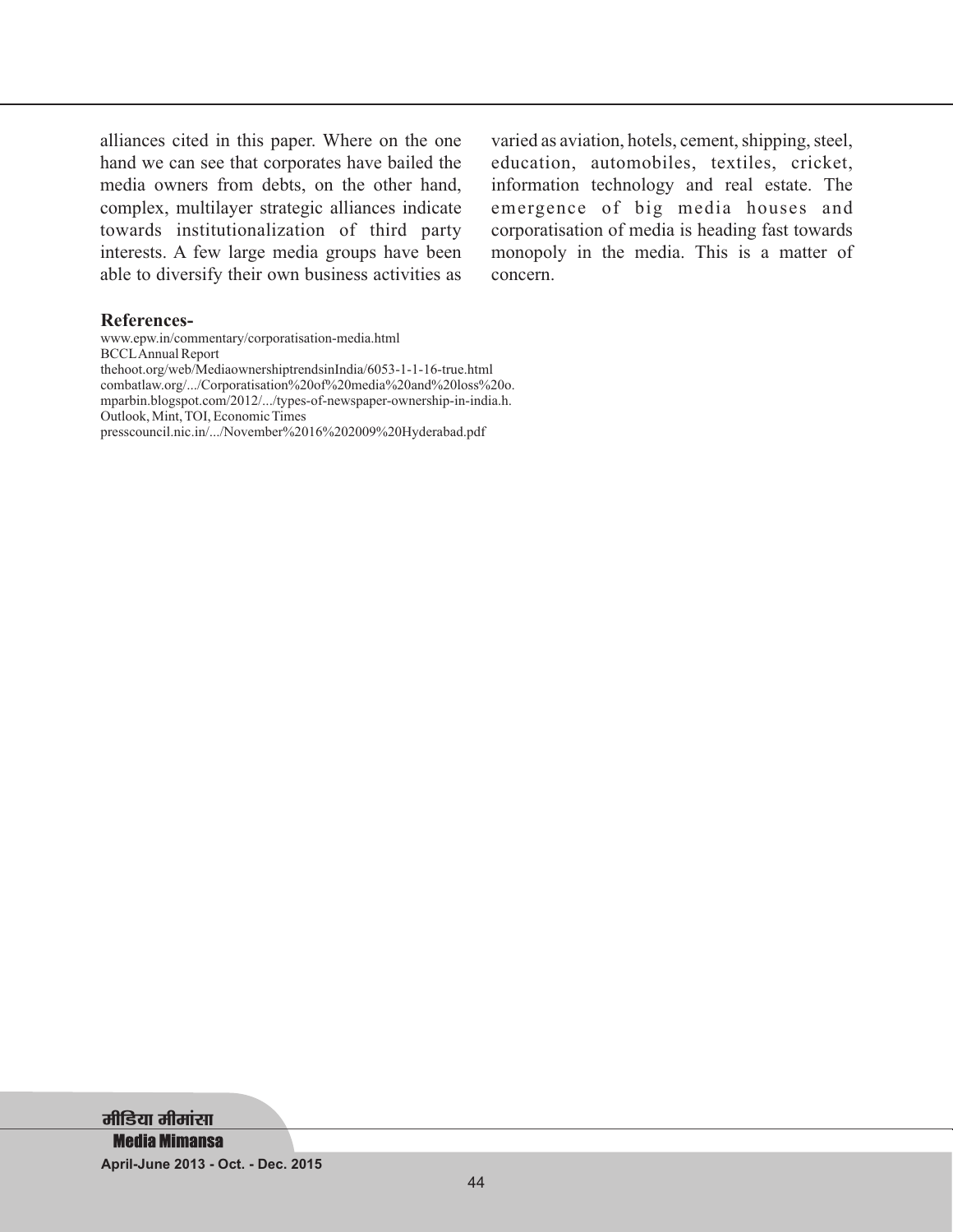alliances cited in this paper. Where on the one hand we can see that corporates have bailed the media owners from debts, on the other hand, complex, multilayer strategic alliances indicate towards institutionalization of third party interests. A few large media groups have been able to diversify their own business activities as varied as aviation, hotels, cement, shipping, steel, education, automobiles, textiles, cricket, information technology and real estate. The emergence of big media houses and corporatisation of media is heading fast towards monopoly in the media. This is a matter of concern.

**References-**

www.epw.in/commentary/corporatisation-media.html
BCCL Annual Report
thehoot.org/web/MediaownershiptrendsinIndia/6053-1-1-16-true.html
combatlaw.org/.../Corporatisation%20of%20media%20and%20loss%20o.
mparbin.blogspot.com/2012/.../types-of-newspaper-ownership-in-india.h.
Outlook, Mint, TOI, Economic Times
presscouncil.nic.in/.../November%2016%202009%20Hyderabad.pdf